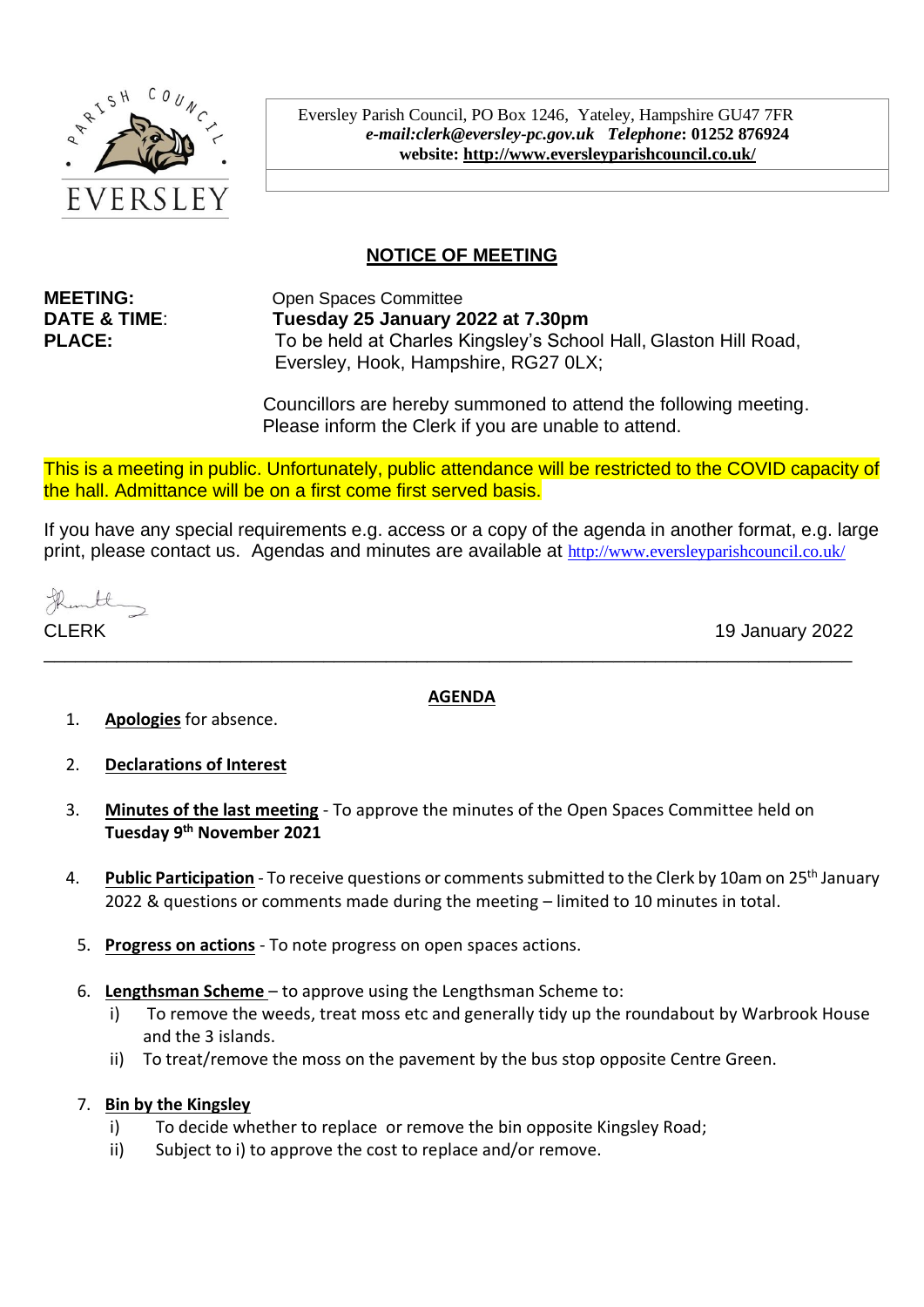PARISH COUNCIL

EVERSLEY

Eversley Parish Council, PO Box 1246, Yateley, Hampshire GU47 7FR
***e-mail:clerk@eversley-pc.gov.uk*** ***Telephone*:** **01252 876924**
**website: http://www.eversleyparishcouncil.co.uk/**

## NOTICE OF MEETING

**MEETING:** Open Spaces Committee
**DATE & TIME:** **Tuesday 25 January 2022 at 7.30pm**
**PLACE:** To be held at Charles Kingsley's School Hall, Glaston Hill Road, Eversley, Hook, Hampshire, RG27 0LX;

Councillors are hereby summoned to attend the following meeting. Please inform the Clerk if you are unable to attend.

This is a meeting in public. Unfortunately, public attendance will be restricted to the COVID capacity of the hall. Admittance will be on a first come first served basis.

If you have any special requirements e.g. access or a copy of the agenda in another format, e.g. large print, please contact us. Agendas and minutes are available at http://www.eversleyparishcouncil.co.uk/

CLERK 19 January 2022

---

## AGENDA

1. **Apologies** for absence.

2. **Declarations of Interest**

3. **Minutes of the last meeting** - To approve the minutes of the Open Spaces Committee held on **Tuesday 9th November 2021**

4. **Public Participation** - To receive questions or comments submitted to the Clerk by 10am on 25th January 2022 & questions or comments made during the meeting – limited to 10 minutes in total.

5. **Progress on actions** - To note progress on open spaces actions.

6. **Lengthsman Scheme** – to approve using the Lengthsman Scheme to:
   i) To remove the weeds, treat moss etc and generally tidy up the roundabout by Warbrook House and the 3 islands.
   ii) To treat/remove the moss on the pavement by the bus stop opposite Centre Green.

7. **Bin by the Kingsley**
   i) To decide whether to replace or remove the bin opposite Kingsley Road;
   ii) Subject to i) to approve the cost to replace and/or remove.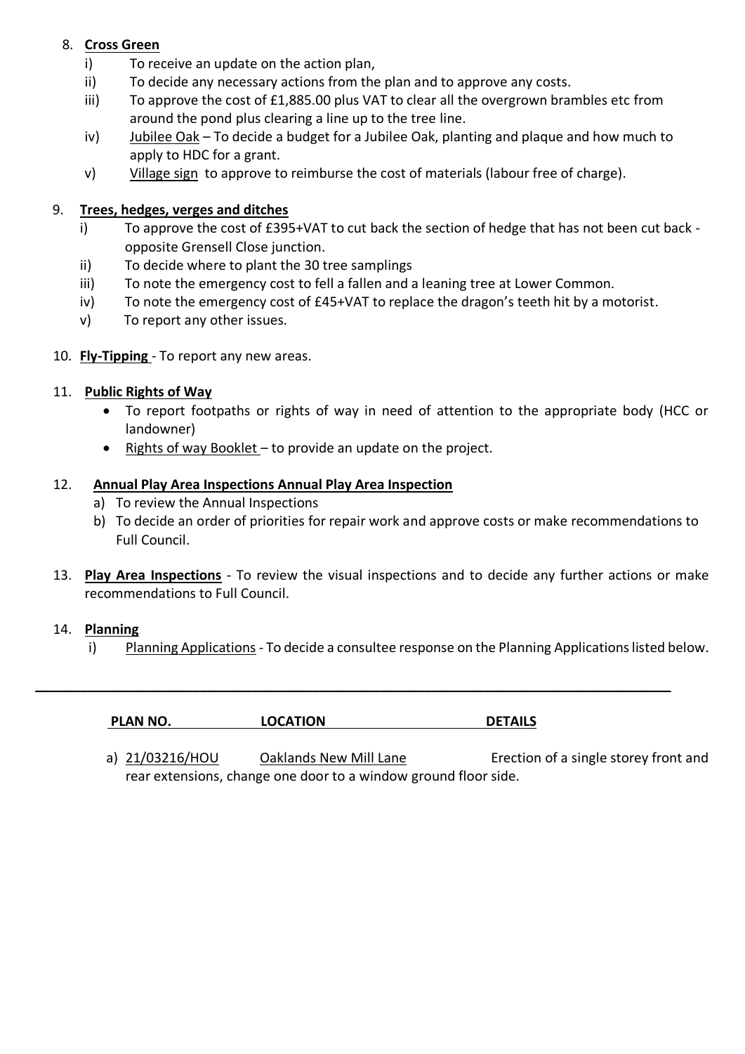8. **Cross Green**
    i) To receive an update on the action plan,
    ii) To decide any necessary actions from the plan and to approve any costs.
    iii) To approve the cost of £1,885.00 plus VAT to clear all the overgrown brambles etc from around the pond plus clearing a line up to the tree line.
    iv) Jubilee Oak – To decide a budget for a Jubilee Oak, planting and plaque and how much to apply to HDC for a grant.
    v) Village sign to approve to reimburse the cost of materials (labour free of charge).

9. **Trees, hedges, verges and ditches**
    i) To approve the cost of £395+VAT to cut back the section of hedge that has not been cut back - opposite Grensell Close junction.
    ii) To decide where to plant the 30 tree samplings
    iii) To note the emergency cost to fell a fallen and a leaning tree at Lower Common.
    iv) To note the emergency cost of £45+VAT to replace the dragon's teeth hit by a motorist.
    v) To report any other issues.

10. **Fly-Tipping** - To report any new areas.

11. **Public Rights of Way**
    - To report footpaths or rights of way in need of attention to the appropriate body (HCC or landowner)
    - Rights of way Booklet – to provide an update on the project.

12. **Annual Play Area Inspections Annual Play Area Inspection**
    a) To review the Annual Inspections
    b) To decide an order of priorities for repair work and approve costs or make recommendations to Full Council.

13. **Play Area Inspections** - To review the visual inspections and to decide any further actions or make recommendations to Full Council.

14. **Planning**
    i) Planning Applications - To decide a consultee response on the Planning Applications listed below.

---

| PLAN NO. | LOCATION | DETAILS |
|---|---|---|
| a) 21/03216/HOU | Oaklands New Mill Lane | Erection of a single storey front and rear extensions, change one door to a window ground floor side. |